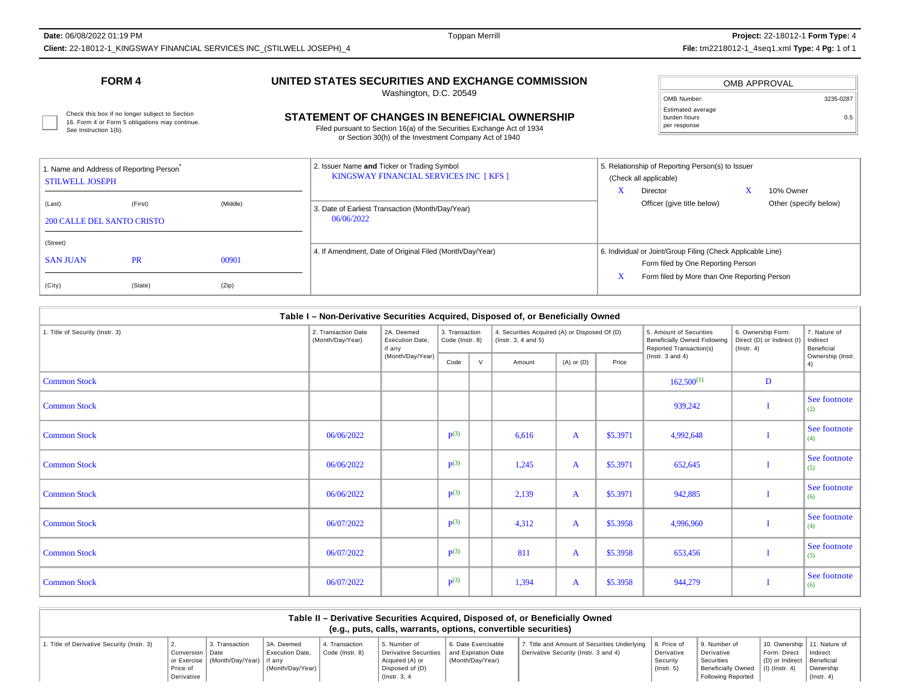# FORM 4

## UNITED STATES SECURITIES AND EXCHANGE COMMISSION

Washington, D.C. 20549

### STATEMENT OF CHANGES IN BENEFICIAL OWNERSHIP

Filed pursuant to Section 16(a) of the Securities Exchange Act of 1934
or Section 30(h) of the Investment Company Act of 1940

☐ Check this box if no longer subject to Section 16. Form 4 or Form 5 obligations may continue. *See* Instruction 1(b).

| OMB APPROVAL | |
|---|---|
| OMB Number: | 3235-0287 |
| Estimated average burden hours per response | 0.5 |

| 1. Name and Address of Reporting Person* | 2. Issuer Name **and** Ticker or Trading Symbol | 5. Relationship of Reporting Person(s) to Issuer |
|---|---|---|
| STILWELL JOSEPH<br>(Last) (First) (Middle)<br>200 CALLE DEL SANTO CRISTO<br>(Street)<br>SAN JUAN PR 00901<br>(City) (State) (Zip) | KINGSWAY FINANCIAL SERVICES INC [ KFS ]<br><br>3. Date of Earliest Transaction (Month/Day/Year)<br>06/06/2022<br><br>4. If Amendment, Date of Original Filed (Month/Day/Year) | (Check all applicable)<br>X Director<br>X 10% Owner<br>Officer (give title below)<br>Other (specify below)<br><br>6. Individual or Joint/Group Filing (Check Applicable Line)<br>Form filed by One Reporting Person<br>X Form filed by More than One Reporting Person |

## Table I – Non-Derivative Securities Acquired, Disposed of, or Beneficially Owned

| 1. Title of Security (Instr. 3) | 2. Transaction Date (Month/Day/Year) | 2A. Deemed Execution Date, if any (Month/Day/Year) | 3. Transaction Code (Instr. 8) | | 4. Securities Acquired (A) or Disposed Of (D) (Instr. 3, 4 and 5) | | | 5. Amount of Securities Beneficially Owned Following Reported Transaction(s) (Instr. 3 and 4) | 6. Ownership Form: Direct (D) or Indirect (I) (Instr. 4) | 7. Nature of Indirect Beneficial Ownership (Instr. 4) |
|---|---|---|---|---|---|---|---|---|---|---|
| | | | Code | V | Amount | (A) or (D) | Price | | | |
| Common Stock | | | | | | | | 162,500[(1)] | D | |
| Common Stock | | | | | | | | 939,242 | I | See footnote [(2)] |
| Common Stock | 06/06/2022 | | P[(3)] | | 6,616 | A | $5.3971 | 4,992,648 | I | See footnote [(4)] |
| Common Stock | 06/06/2022 | | P[(3)] | | 1,245 | A | $5.3971 | 652,645 | I | See footnote [(5)] |
| Common Stock | 06/06/2022 | | P[(3)] | | 2,139 | A | $5.3971 | 942,885 | I | See footnote [(6)] |
| Common Stock | 06/07/2022 | | P[(3)] | | 4,312 | A | $5.3958 | 4,996,960 | I | See footnote [(4)] |
| Common Stock | 06/07/2022 | | P[(3)] | | 811 | A | $5.3958 | 653,456 | I | See footnote [(5)] |
| Common Stock | 06/07/2022 | | P[(3)] | | 1,394 | A | $5.3958 | 944,279 | I | See footnote [(6)] |

## Table II – Derivative Securities Acquired, Disposed of, or Beneficially Owned
## (e.g., puts, calls, warrants, options, convertible securities)

| 1. Title of Derivative Security (Instr. 3) | 2. Conversion or Exercise Price of Derivative | 3. Transaction Date (Month/Day/Year) | 3A. Deemed Execution Date, if any (Month/Day/Year) | 4. Transaction Code (Instr. 8) | 5. Number of Derivative Securities Acquired (A) or Disposed of (D) (Instr. 3, 4 | 6. Date Exercisable and Expiration Date (Month/Day/Year) | 7. Title and Amount of Securities Underlying Derivative Security (Instr. 3 and 4) | 8. Price of Derivative Security (Instr. 5) | 9. Number of Derivative Securities Beneficially Owned Following Reported | 10. Ownership Form: Direct (D) or Indirect (I) (Instr. 4) | 11. Nature of Indirect Beneficial Ownership (Instr. 4) |
|---|---|---|---|---|---|---|---|---|---|---|---|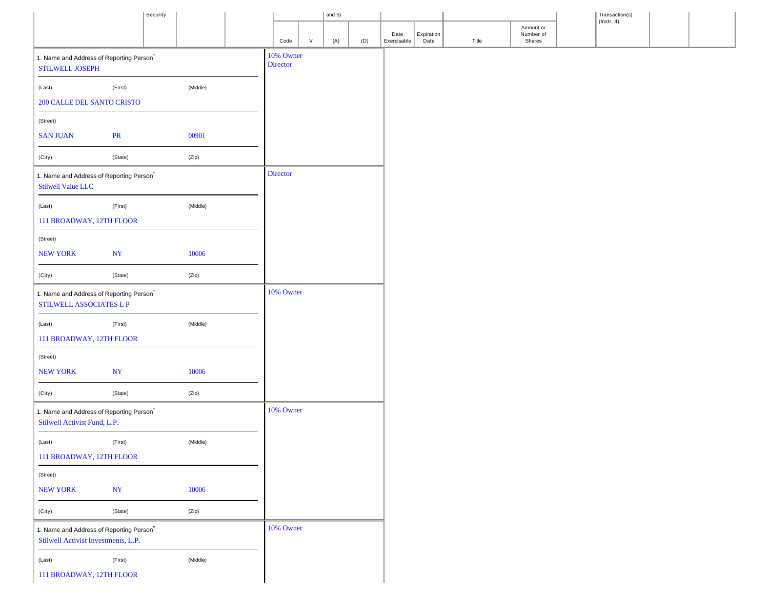| | Security | | | Code | V | (A) | (D) | Date Exercisable | Expiration Date | Title | Amount or Number of Shares | | Transaction(s) (Instr. 4) | | |
|---|---|---|---|---|---|---|---|---|---|---|---|---|---|---|---|

| 1. Name and Address of Reporting Person* | Relationship |
|---|---|
| STILWELL JOSEPH<br>(Last) (First) (Middle)<br>200 CALLE DEL SANTO CRISTO<br>(Street)<br>SAN JUAN PR 00901<br>(City) (State) (Zip) | 10% Owner<br>Director |
| Stilwell Value LLC<br>(Last) (First) (Middle)<br>111 BROADWAY, 12TH FLOOR<br>(Street)<br>NEW YORK NY 10006<br>(City) (State) (Zip) | Director |
| STILWELL ASSOCIATES L P<br>(Last) (First) (Middle)<br>111 BROADWAY, 12TH FLOOR<br>(Street)<br>NEW YORK NY 10006<br>(City) (State) (Zip) | 10% Owner |
| Stilwell Activist Fund, L.P.<br>(Last) (First) (Middle)<br>111 BROADWAY, 12TH FLOOR<br>(Street)<br>NEW YORK NY 10006<br>(City) (State) (Zip) | 10% Owner |
| Stilwell Activist Investments, L.P.<br>(Last) (First) (Middle)<br>111 BROADWAY, 12TH FLOOR | 10% Owner |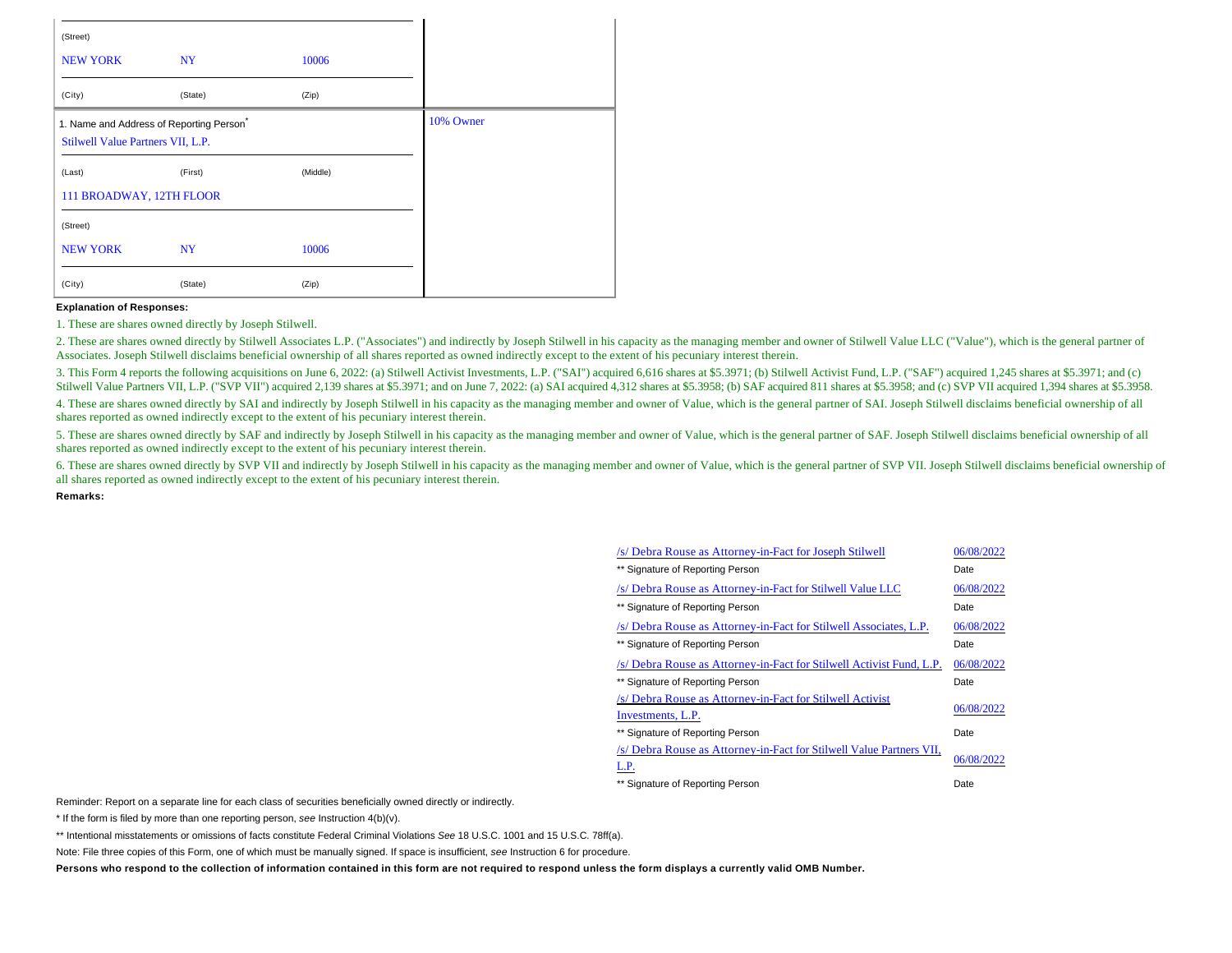| | |
|---|---|
| (Street) | |
| NEW YORK NY 10006 | |
| (City) (State) (Zip) | |
| 1. Name and Address of Reporting Person* | 10% Owner |
| Stilwell Value Partners VII, L.P. | |
| (Last) (First) (Middle) | |
| 111 BROADWAY, 12TH FLOOR | |
| (Street) | |
| NEW YORK NY 10006 | |
| (City) (State) (Zip) | |

**Explanation of Responses:**

1. These are shares owned directly by Joseph Stilwell.

2. These are shares owned directly by Stilwell Associates L.P. ("Associates") and indirectly by Joseph Stilwell in his capacity as the managing member and owner of Stilwell Value LLC ("Value"), which is the general partner of Associates. Joseph Stilwell disclaims beneficial ownership of all shares reported as owned indirectly except to the extent of his pecuniary interest therein.

3. This Form 4 reports the following acquisitions on June 6, 2022: (a) Stilwell Activist Investments, L.P. ("SAI") acquired 6,616 shares at $5.3971; (b) Stilwell Activist Fund, L.P. ("SAF") acquired 1,245 shares at $5.3971; and (c) Stilwell Value Partners VII, L.P. ("SVP VII") acquired 2,139 shares at $5.3971; and on June 7, 2022: (a) SAI acquired 4,312 shares at $5.3958; (b) SAF acquired 811 shares at $5.3958; and (c) SVP VII acquired 1,394 shares at $5.3958.

4. These are shares owned directly by SAI and indirectly by Joseph Stilwell in his capacity as the managing member and owner of Value, which is the general partner of SAI. Joseph Stilwell disclaims beneficial ownership of all shares reported as owned indirectly except to the extent of his pecuniary interest therein.

5. These are shares owned directly by SAF and indirectly by Joseph Stilwell in his capacity as the managing member and owner of Value, which is the general partner of SAF. Joseph Stilwell disclaims beneficial ownership of all shares reported as owned indirectly except to the extent of his pecuniary interest therein.

6. These are shares owned directly by SVP VII and indirectly by Joseph Stilwell in his capacity as the managing member and owner of Value, which is the general partner of SVP VII. Joseph Stilwell disclaims beneficial ownership of all shares reported as owned indirectly except to the extent of his pecuniary interest therein.

**Remarks:**

| | |
|---|---|
| /s/ Debra Rouse as Attorney-in-Fact for Joseph Stilwell | 06/08/2022 |
| ** Signature of Reporting Person | Date |
| /s/ Debra Rouse as Attorney-in-Fact for Stilwell Value LLC | 06/08/2022 |
| ** Signature of Reporting Person | Date |
| /s/ Debra Rouse as Attorney-in-Fact for Stilwell Associates, L.P. | 06/08/2022 |
| ** Signature of Reporting Person | Date |
| /s/ Debra Rouse as Attorney-in-Fact for Stilwell Activist Fund, L.P. | 06/08/2022 |
| ** Signature of Reporting Person | Date |
| /s/ Debra Rouse as Attorney-in-Fact for Stilwell Activist Investments, L.P. | 06/08/2022 |
| ** Signature of Reporting Person | Date |
| /s/ Debra Rouse as Attorney-in-Fact for Stilwell Value Partners VII, L.P. | 06/08/2022 |
| ** Signature of Reporting Person | Date |

Reminder: Report on a separate line for each class of securities beneficially owned directly or indirectly.

* If the form is filed by more than one reporting person, *see* Instruction 4(b)(v).

** Intentional misstatements or omissions of facts constitute Federal Criminal Violations *See* 18 U.S.C. 1001 and 15 U.S.C. 78ff(a).

Note: File three copies of this Form, one of which must be manually signed. If space is insufficient, *see* Instruction 6 for procedure.

**Persons who respond to the collection of information contained in this form are not required to respond unless the form displays a currently valid OMB Number.**